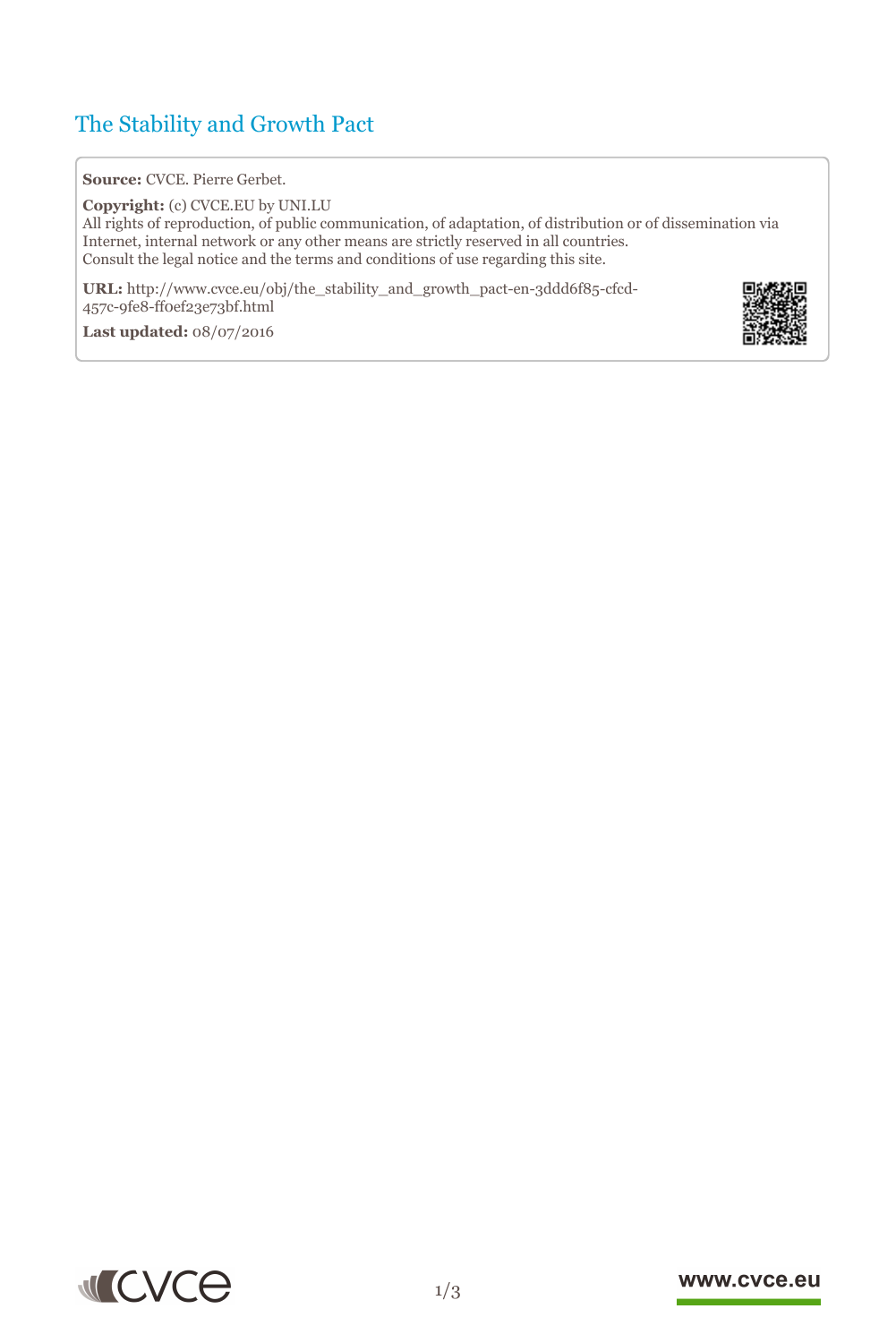# The Stability and Growth Pact

**Source:** CVCE. Pierre Gerbet.

**Copyright:** (c) CVCE.EU by UNI.LU
All rights of reproduction, of public communication, of adaptation, of distribution or of dissemination via Internet, internal network or any other means are strictly reserved in all countries.
Consult the legal notice and the terms and conditions of use regarding this site.

**URL:** http://www.cvce.eu/obj/the_stability_and_growth_pact-en-3ddd6f85-cfcd-457c-9fe8-ff0ef23e73bf.html

**Last updated:** 08/07/2016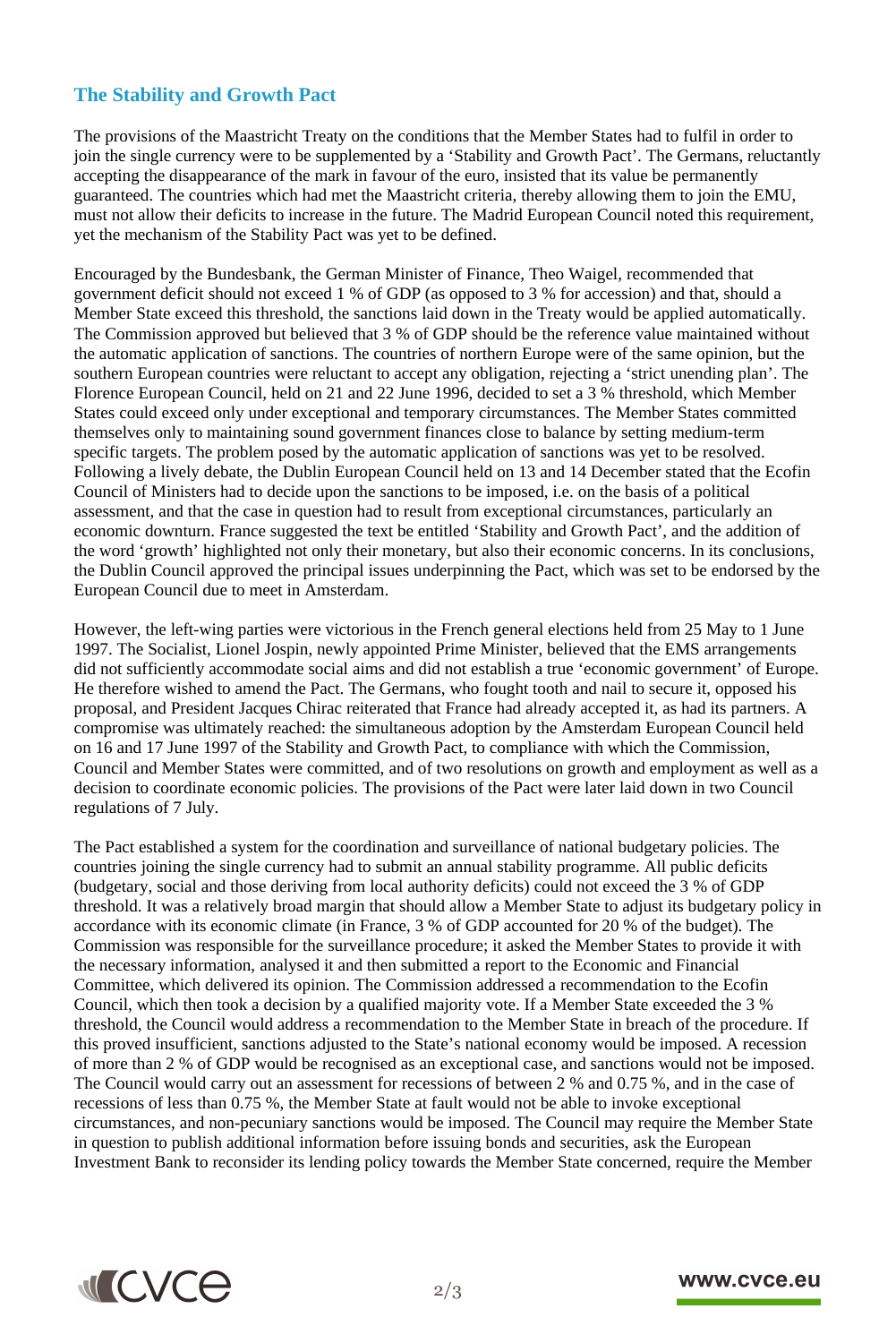## The Stability and Growth Pact

The provisions of the Maastricht Treaty on the conditions that the Member States had to fulfil in order to join the single currency were to be supplemented by a 'Stability and Growth Pact'. The Germans, reluctantly accepting the disappearance of the mark in favour of the euro, insisted that its value be permanently guaranteed. The countries which had met the Maastricht criteria, thereby allowing them to join the EMU, must not allow their deficits to increase in the future. The Madrid European Council noted this requirement, yet the mechanism of the Stability Pact was yet to be defined.

Encouraged by the Bundesbank, the German Minister of Finance, Theo Waigel, recommended that government deficit should not exceed 1 % of GDP (as opposed to 3 % for accession) and that, should a Member State exceed this threshold, the sanctions laid down in the Treaty would be applied automatically. The Commission approved but believed that 3 % of GDP should be the reference value maintained without the automatic application of sanctions. The countries of northern Europe were of the same opinion, but the southern European countries were reluctant to accept any obligation, rejecting a 'strict unending plan'. The Florence European Council, held on 21 and 22 June 1996, decided to set a 3 % threshold, which Member States could exceed only under exceptional and temporary circumstances. The Member States committed themselves only to maintaining sound government finances close to balance by setting medium-term specific targets. The problem posed by the automatic application of sanctions was yet to be resolved. Following a lively debate, the Dublin European Council held on 13 and 14 December stated that the Ecofin Council of Ministers had to decide upon the sanctions to be imposed, i.e. on the basis of a political assessment, and that the case in question had to result from exceptional circumstances, particularly an economic downturn. France suggested the text be entitled 'Stability and Growth Pact', and the addition of the word 'growth' highlighted not only their monetary, but also their economic concerns. In its conclusions, the Dublin Council approved the principal issues underpinning the Pact, which was set to be endorsed by the European Council due to meet in Amsterdam.

However, the left-wing parties were victorious in the French general elections held from 25 May to 1 June 1997. The Socialist, Lionel Jospin, newly appointed Prime Minister, believed that the EMS arrangements did not sufficiently accommodate social aims and did not establish a true 'economic government' of Europe. He therefore wished to amend the Pact. The Germans, who fought tooth and nail to secure it, opposed his proposal, and President Jacques Chirac reiterated that France had already accepted it, as had its partners. A compromise was ultimately reached: the simultaneous adoption by the Amsterdam European Council held on 16 and 17 June 1997 of the Stability and Growth Pact, to compliance with which the Commission, Council and Member States were committed, and of two resolutions on growth and employment as well as a decision to coordinate economic policies. The provisions of the Pact were later laid down in two Council regulations of 7 July.

The Pact established a system for the coordination and surveillance of national budgetary policies. The countries joining the single currency had to submit an annual stability programme. All public deficits (budgetary, social and those deriving from local authority deficits) could not exceed the 3 % of GDP threshold. It was a relatively broad margin that should allow a Member State to adjust its budgetary policy in accordance with its economic climate (in France, 3 % of GDP accounted for 20 % of the budget). The Commission was responsible for the surveillance procedure; it asked the Member States to provide it with the necessary information, analysed it and then submitted a report to the Economic and Financial Committee, which delivered its opinion. The Commission addressed a recommendation to the Ecofin Council, which then took a decision by a qualified majority vote. If a Member State exceeded the 3 % threshold, the Council would address a recommendation to the Member State in breach of the procedure. If this proved insufficient, sanctions adjusted to the State's national economy would be imposed. A recession of more than 2 % of GDP would be recognised as an exceptional case, and sanctions would not be imposed. The Council would carry out an assessment for recessions of between 2 % and 0.75 %, and in the case of recessions of less than 0.75 %, the Member State at fault would not be able to invoke exceptional circumstances, and non-pecuniary sanctions would be imposed. The Council may require the Member State in question to publish additional information before issuing bonds and securities, ask the European Investment Bank to reconsider its lending policy towards the Member State concerned, require the Member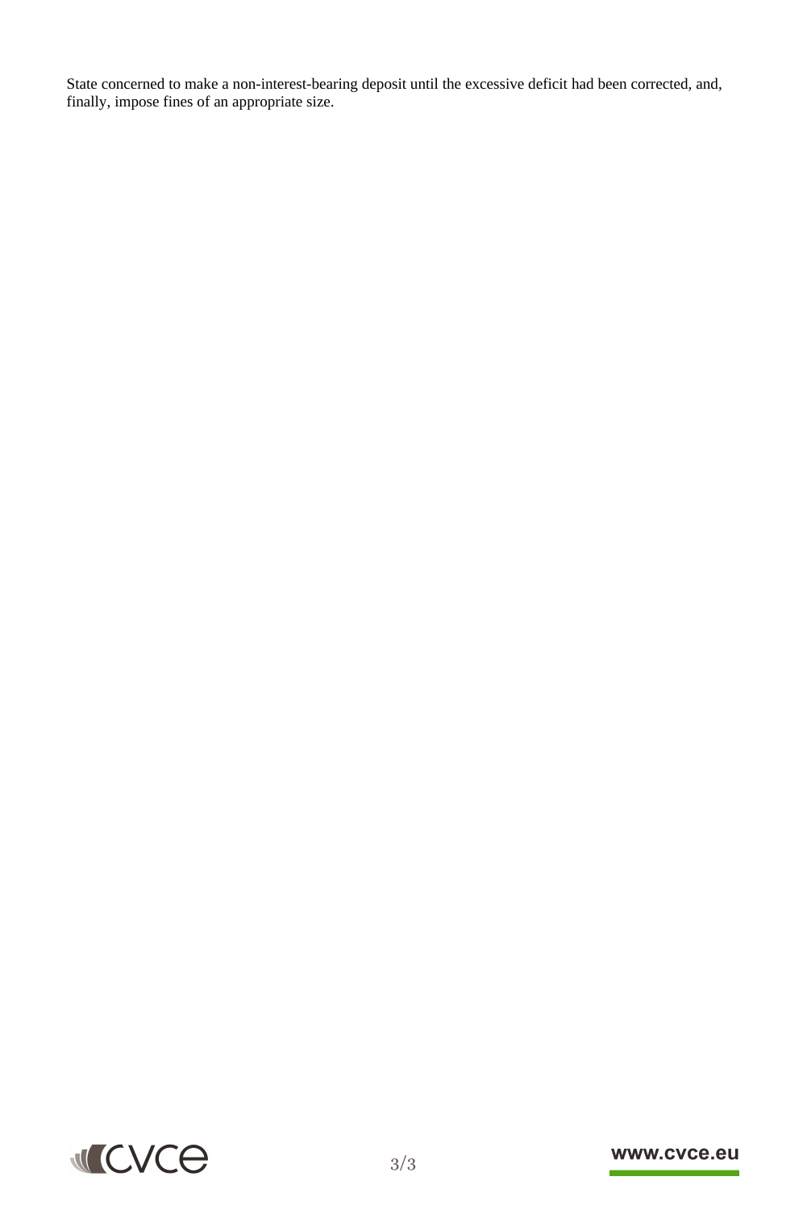State concerned to make a non-interest-bearing deposit until the excessive deficit had been corrected, and, finally, impose fines of an appropriate size.